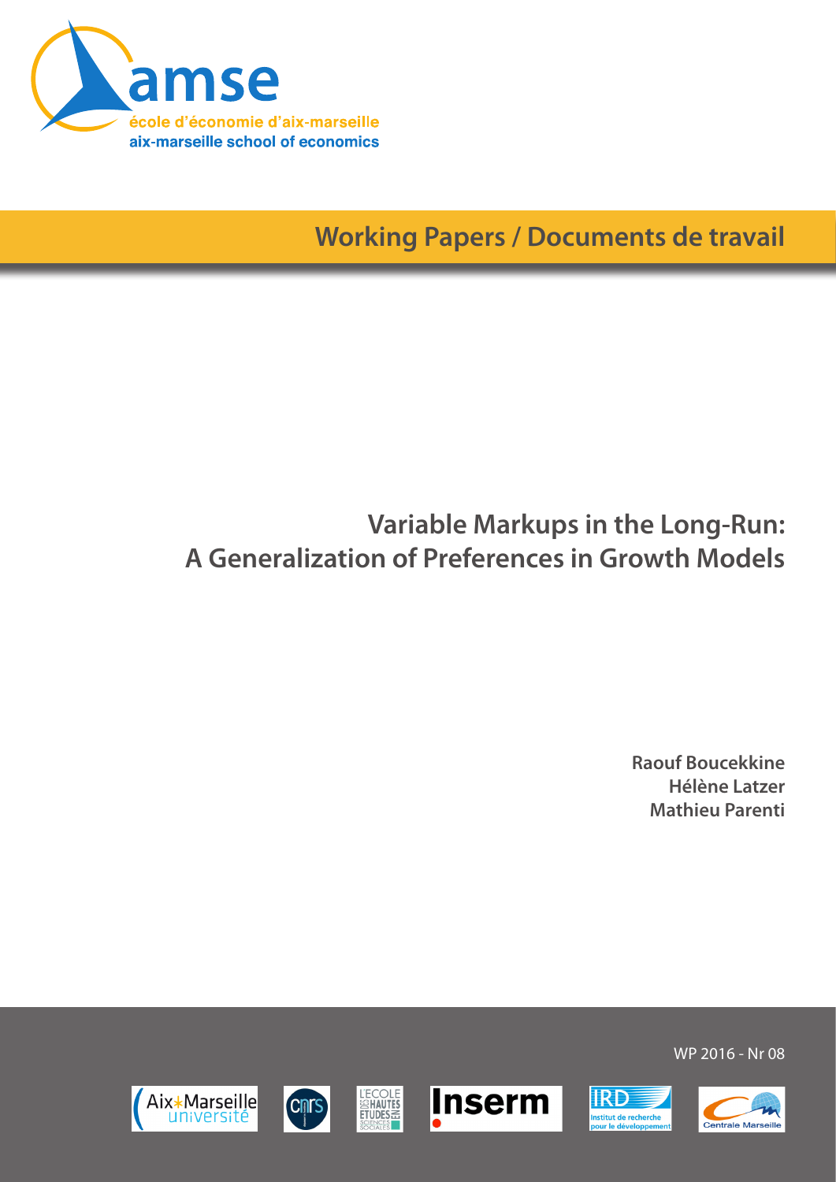amse

école d'économie d'aix-marseille
aix-marseille school of economics

**Working Papers / Documents de travail**

# Variable Markups in the Long-Run: A Generalization of Preferences in Growth Models

**Raouf Boucekkine**
**Hélène Latzer**
**Mathieu Parenti**

WP 2016 - Nr 08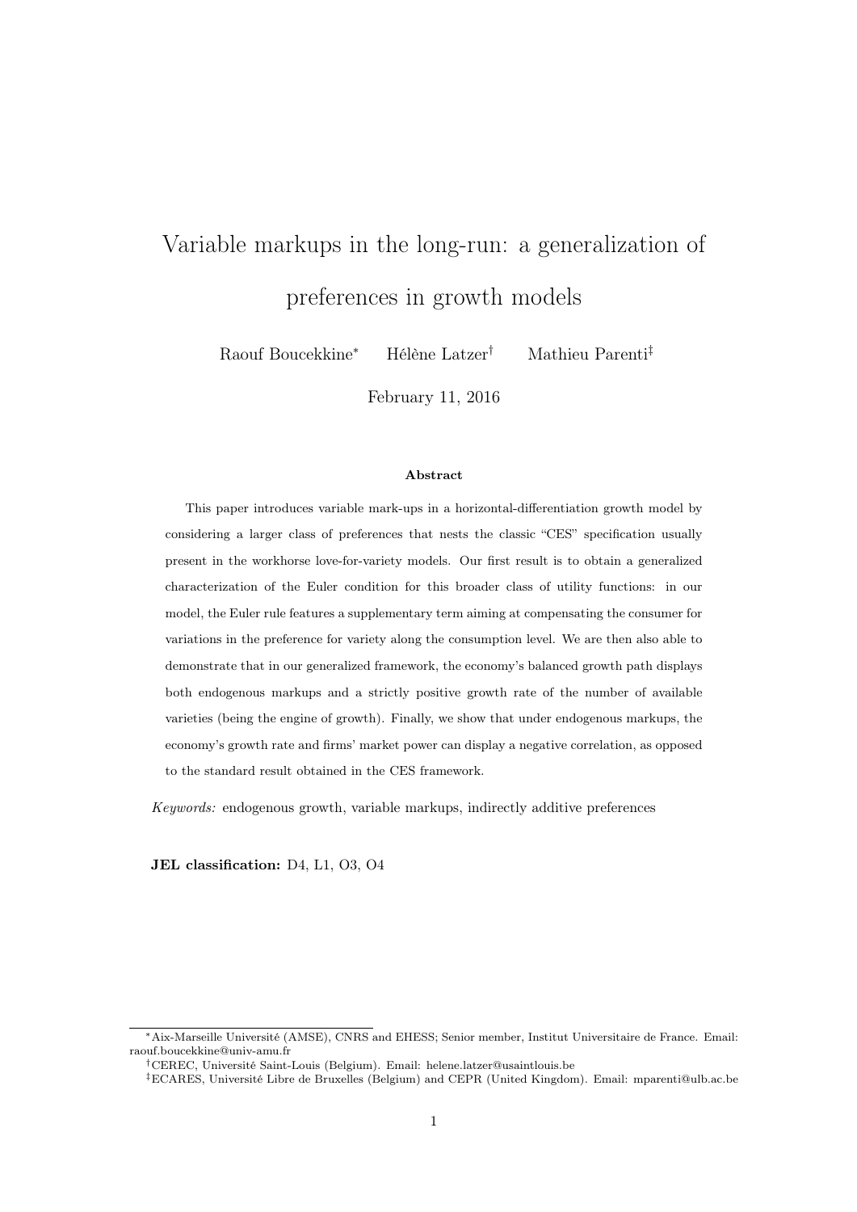# Variable markups in the long-run: a generalization of preferences in growth models

Raouf Boucekkine[*] Hélène Latzer[†] Mathieu Parenti[‡]

February 11, 2016

**Abstract**

This paper introduces variable mark-ups in a horizontal-differentiation growth model by considering a larger class of preferences that nests the classic "CES" specification usually present in the workhorse love-for-variety models. Our first result is to obtain a generalized characterization of the Euler condition for this broader class of utility functions: in our model, the Euler rule features a supplementary term aiming at compensating the consumer for variations in the preference for variety along the consumption level. We are then also able to demonstrate that in our generalized framework, the economy's balanced growth path displays both endogenous markups and a strictly positive growth rate of the number of available varieties (being the engine of growth). Finally, we show that under endogenous markups, the economy's growth rate and firms' market power can display a negative correlation, as opposed to the standard result obtained in the CES framework.

*Keywords:* endogenous growth, variable markups, indirectly additive preferences

**JEL classification:** D4, L1, O3, O4

---

[*] Aix-Marseille Université (AMSE), CNRS and EHESS; Senior member, Institut Universitaire de France. Email: raouf.boucekkine@univ-amu.fr

[†] CEREC, Université Saint-Louis (Belgium). Email: helene.latzer@usaintlouis.be

[‡] ECARES, Université Libre de Bruxelles (Belgium) and CEPR (United Kingdom). Email: mparenti@ulb.ac.be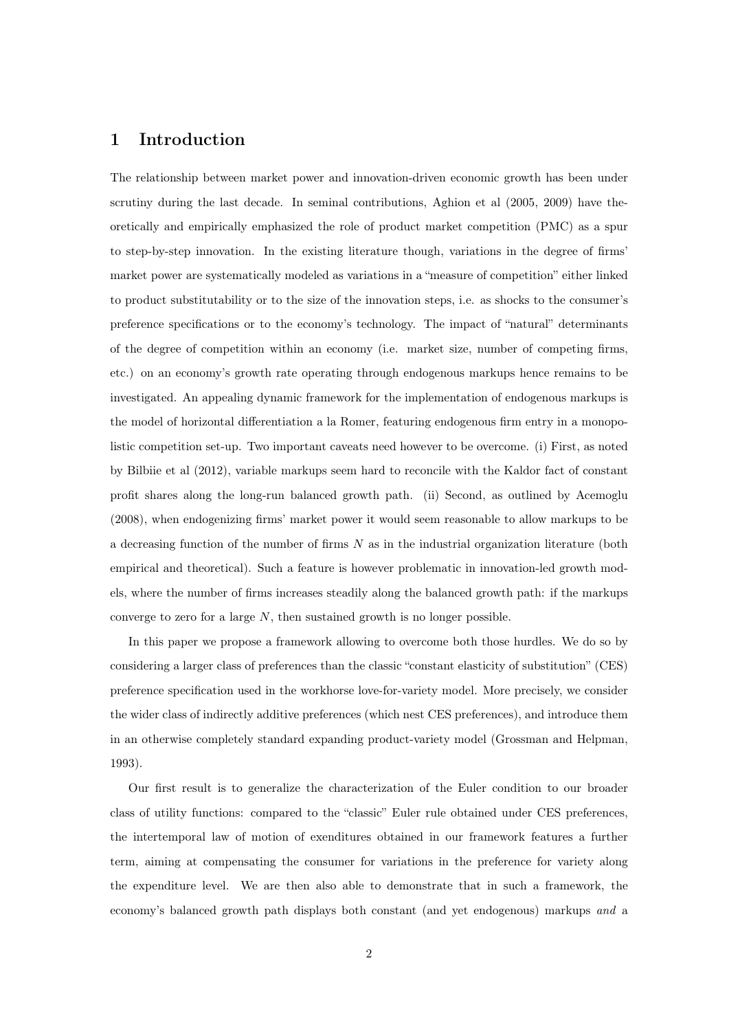## 1 Introduction

The relationship between market power and innovation-driven economic growth has been under scrutiny during the last decade. In seminal contributions, Aghion et al (2005, 2009) have theoretically and empirically emphasized the role of product market competition (PMC) as a spur to step-by-step innovation. In the existing literature though, variations in the degree of firms' market power are systematically modeled as variations in a "measure of competition" either linked to product substitutability or to the size of the innovation steps, i.e. as shocks to the consumer's preference specifications or to the economy's technology. The impact of "natural" determinants of the degree of competition within an economy (i.e. market size, number of competing firms, etc.) on an economy's growth rate operating through endogenous markups hence remains to be investigated. An appealing dynamic framework for the implementation of endogenous markups is the model of horizontal differentiation a la Romer, featuring endogenous firm entry in a monopolistic competition set-up. Two important caveats need however to be overcome. (i) First, as noted by Bilbiie et al (2012), variable markups seem hard to reconcile with the Kaldor fact of constant profit shares along the long-run balanced growth path. (ii) Second, as outlined by Acemoglu (2008), when endogenizing firms' market power it would seem reasonable to allow markups to be a decreasing function of the number of firms $N$ as in the industrial organization literature (both empirical and theoretical). Such a feature is however problematic in innovation-led growth models, where the number of firms increases steadily along the balanced growth path: if the markups converge to zero for a large $N$, then sustained growth is no longer possible.

In this paper we propose a framework allowing to overcome both those hurdles. We do so by considering a larger class of preferences than the classic "constant elasticity of substitution" (CES) preference specification used in the workhorse love-for-variety model. More precisely, we consider the wider class of indirectly additive preferences (which nest CES preferences), and introduce them in an otherwise completely standard expanding product-variety model (Grossman and Helpman, 1993).

Our first result is to generalize the characterization of the Euler condition to our broader class of utility functions: compared to the "classic" Euler rule obtained under CES preferences, the intertemporal law of motion of exenditures obtained in our framework features a further term, aiming at compensating the consumer for variations in the preference for variety along the expenditure level. We are then also able to demonstrate that in such a framework, the economy's balanced growth path displays both constant (and yet endogenous) markups *and* a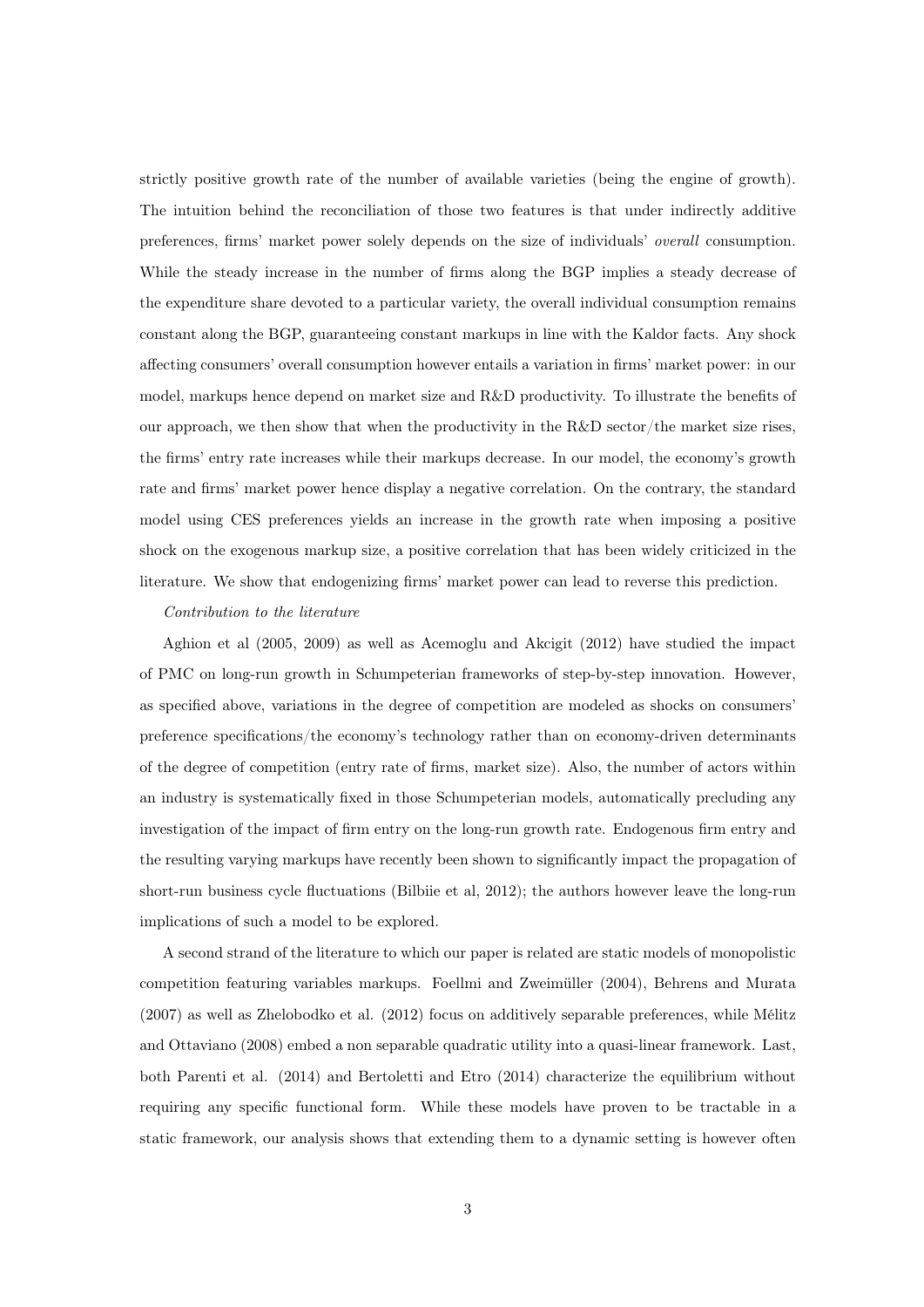strictly positive growth rate of the number of available varieties (being the engine of growth). The intuition behind the reconciliation of those two features is that under indirectly additive preferences, firms' market power solely depends on the size of individuals' *overall* consumption. While the steady increase in the number of firms along the BGP implies a steady decrease of the expenditure share devoted to a particular variety, the overall individual consumption remains constant along the BGP, guaranteeing constant markups in line with the Kaldor facts. Any shock affecting consumers' overall consumption however entails a variation in firms' market power: in our model, markups hence depend on market size and R&D productivity. To illustrate the benefits of our approach, we then show that when the productivity in the R&D sector/the market size rises, the firms' entry rate increases while their markups decrease. In our model, the economy's growth rate and firms' market power hence display a negative correlation. On the contrary, the standard model using CES preferences yields an increase in the growth rate when imposing a positive shock on the exogenous markup size, a positive correlation that has been widely criticized in the literature. We show that endogenizing firms' market power can lead to reverse this prediction.

*Contribution to the literature*

Aghion et al (2005, 2009) as well as Acemoglu and Akcigit (2012) have studied the impact of PMC on long-run growth in Schumpeterian frameworks of step-by-step innovation. However, as specified above, variations in the degree of competition are modeled as shocks on consumers' preference specifications/the economy's technology rather than on economy-driven determinants of the degree of competition (entry rate of firms, market size). Also, the number of actors within an industry is systematically fixed in those Schumpeterian models, automatically precluding any investigation of the impact of firm entry on the long-run growth rate. Endogenous firm entry and the resulting varying markups have recently been shown to significantly impact the propagation of short-run business cycle fluctuations (Bilbiie et al, 2012); the authors however leave the long-run implications of such a model to be explored.

A second strand of the literature to which our paper is related are static models of monopolistic competition featuring variables markups. Foellmi and Zweimüller (2004), Behrens and Murata (2007) as well as Zhelobodko et al. (2012) focus on additively separable preferences, while Mélitz and Ottaviano (2008) embed a non separable quadratic utility into a quasi-linear framework. Last, both Parenti et al. (2014) and Bertoletti and Etro (2014) characterize the equilibrium without requiring any specific functional form. While these models have proven to be tractable in a static framework, our analysis shows that extending them to a dynamic setting is however often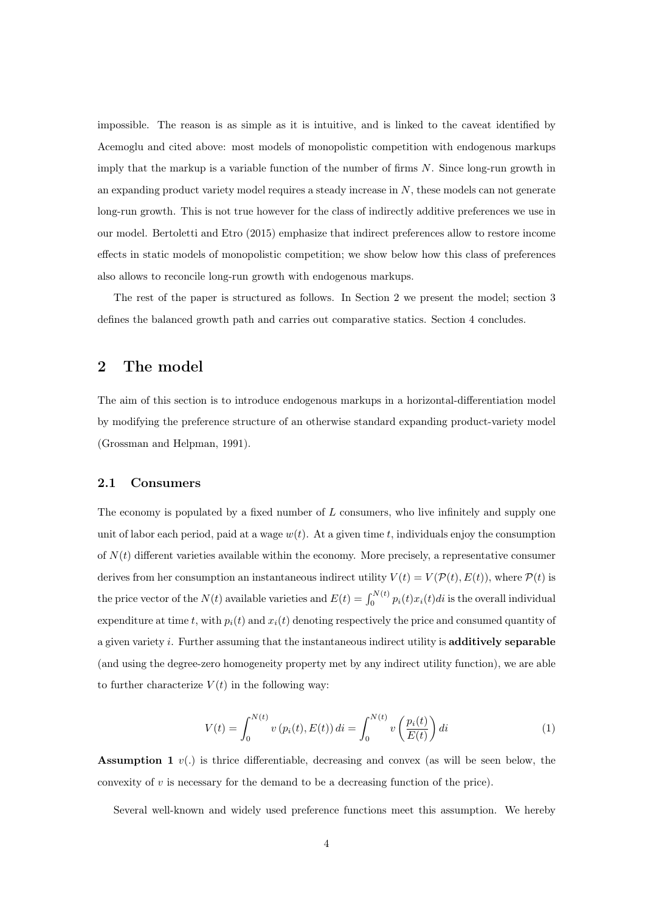impossible. The reason is as simple as it is intuitive, and is linked to the caveat identified by Acemoglu and cited above: most models of monopolistic competition with endogenous markups imply that the markup is a variable function of the number of firms $N$. Since long-run growth in an expanding product variety model requires a steady increase in $N$, these models can not generate long-run growth. This is not true however for the class of indirectly additive preferences we use in our model. Bertoletti and Etro (2015) emphasize that indirect preferences allow to restore income effects in static models of monopolistic competition; we show below how this class of preferences also allows to reconcile long-run growth with endogenous markups.

The rest of the paper is structured as follows. In Section 2 we present the model; section 3 defines the balanced growth path and carries out comparative statics. Section 4 concludes.

# 2 The model

The aim of this section is to introduce endogenous markups in a horizontal-differentiation model by modifying the preference structure of an otherwise standard expanding product-variety model (Grossman and Helpman, 1991).

## 2.1 Consumers

The economy is populated by a fixed number of $L$ consumers, who live infinitely and supply one unit of labor each period, paid at a wage $w(t)$. At a given time $t$, individuals enjoy the consumption of $N(t)$ different varieties available within the economy. More precisely, a representative consumer derives from her consumption an instantaneous indirect utility $V(t) = V(\mathcal{P}(t), E(t))$, where $\mathcal{P}(t)$ is the price vector of the $N(t)$ available varieties and $E(t) = \int_0^{N(t)} p_i(t)x_i(t)di$ is the overall individual expenditure at time $t$, with $p_i(t)$ and $x_i(t)$ denoting respectively the price and consumed quantity of a given variety $i$. Further assuming that the instantaneous indirect utility is **additively separable** (and using the degree-zero homogeneity property met by any indirect utility function), we are able to further characterize $V(t)$ in the following way:

$$V(t) = \int_0^{N(t)} v\left(p_i(t), E(t)\right) di = \int_0^{N(t)} v\left(\frac{p_i(t)}{E(t)}\right) di \tag{1}$$

**Assumption 1** $v(.)$ is thrice differentiable, decreasing and convex (as will be seen below, the convexity of $v$ is necessary for the demand to be a decreasing function of the price).

Several well-known and widely used preference functions meet this assumption. We hereby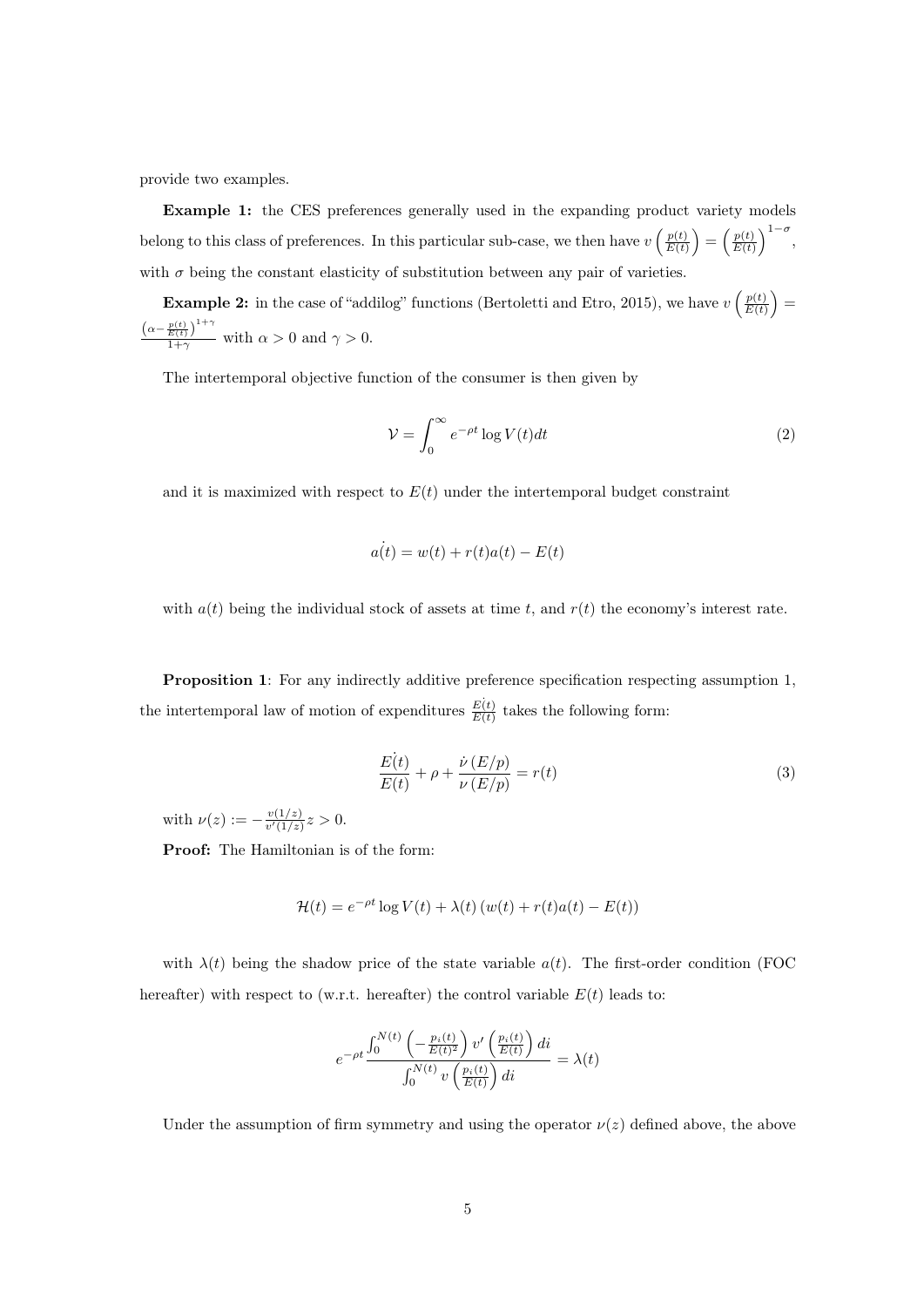provide two examples.

**Example 1:** the CES preferences generally used in the expanding product variety models belong to this class of preferences. In this particular sub-case, we then have $v\left(\frac{p(t)}{E(t)}\right) = \left(\frac{p(t)}{E(t)}\right)^{1-\sigma}$, with $\sigma$ being the constant elasticity of substitution between any pair of varieties.

**Example 2:** in the case of "addilog" functions (Bertoletti and Etro, 2015), we have $v\left(\frac{p(t)}{E(t)}\right) = \frac{\left(\alpha - \frac{p(t)}{E(t)}\right)^{1+\gamma}}{1+\gamma}$ with $\alpha > 0$ and $\gamma > 0$.

The intertemporal objective function of the consumer is then given by

$$\mathcal{V} = \int_0^\infty e^{-\rho t} \log V(t) dt \tag{2}$$

and it is maximized with respect to $E(t)$ under the intertemporal budget constraint

$$\dot{a(t)} = w(t) + r(t)a(t) - E(t)$$

with $a(t)$ being the individual stock of assets at time $t$, and $r(t)$ the economy's interest rate.

**Proposition 1**: For any indirectly additive preference specification respecting assumption 1, the intertemporal law of motion of expenditures $\frac{\dot{E(t)}}{E(t)}$ takes the following form:

$$\frac{\dot{E(t)}}{E(t)} + \rho + \frac{\dot{\nu}\left(E/p\right)}{\nu\left(E/p\right)} = r(t) \tag{3}$$

with $\nu(z) := -\frac{v(1/z)}{v'(1/z)} z > 0$.

**Proof:** The Hamiltonian is of the form:

$$\mathcal{H}(t) = e^{-\rho t} \log V(t) + \lambda(t) \left(w(t) + r(t)a(t) - E(t)\right)$$

with $\lambda(t)$ being the shadow price of the state variable $a(t)$. The first-order condition (FOC hereafter) with respect to (w.r.t. hereafter) the control variable $E(t)$ leads to:

$$e^{-\rho t} \frac{\int_0^{N(t)} \left(-\frac{p_i(t)}{E(t)^2}\right) v'\left(\frac{p_i(t)}{E(t)}\right) di}{\int_0^{N(t)} v\left(\frac{p_i(t)}{E(t)}\right) di} = \lambda(t)$$

Under the assumption of firm symmetry and using the operator $\nu(z)$ defined above, the above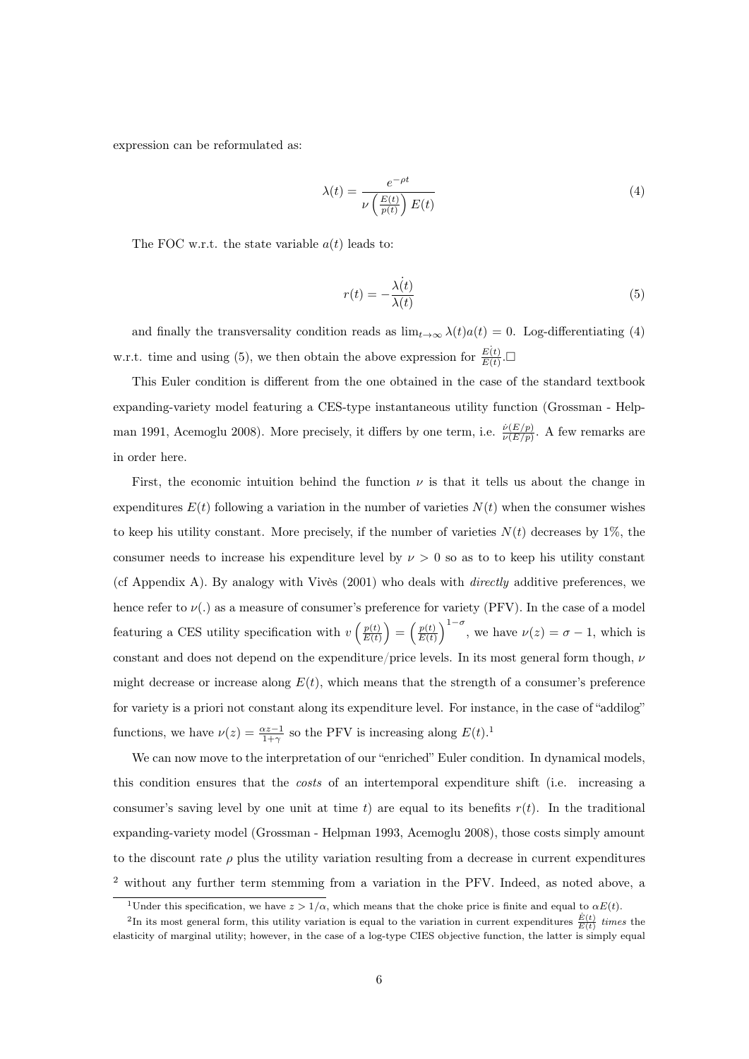expression can be reformulated as:

$$\lambda(t) = \frac{e^{-\rho t}}{\nu\left(\frac{E(t)}{p(t)}\right) E(t)} \tag{4}$$

The FOC w.r.t. the state variable $a(t)$ leads to:

$$r(t) = -\frac{\dot{\lambda(t)}}{\lambda(t)} \tag{5}$$

and finally the transversality condition reads as $\lim_{t\to\infty} \lambda(t)a(t) = 0$. Log-differentiating (4) w.r.t. time and using (5), we then obtain the above expression for $\frac{\dot{E(t)}}{E(t)}$.$\square$

This Euler condition is different from the one obtained in the case of the standard textbook expanding-variety model featuring a CES-type instantaneous utility function (Grossman - Helpman 1991, Acemoglu 2008). More precisely, it differs by one term, i.e. $\frac{\dot{\nu}(E/p)}{\nu(E/p)}$. A few remarks are in order here.

First, the economic intuition behind the function $\nu$ is that it tells us about the change in expenditures $E(t)$ following a variation in the number of varieties $N(t)$ when the consumer wishes to keep his utility constant. More precisely, if the number of varieties $N(t)$ decreases by 1%, the consumer needs to increase his expenditure level by $\nu > 0$ so as to to keep his utility constant (cf Appendix A). By analogy with Vivès (2001) who deals with *directly* additive preferences, we hence refer to $\nu(.)$ as a measure of consumer's preference for variety (PFV). In the case of a model featuring a CES utility specification with $v\left(\frac{p(t)}{E(t)}\right) = \left(\frac{p(t)}{E(t)}\right)^{1-\sigma}$, we have $\nu(z) = \sigma - 1$, which is constant and does not depend on the expenditure/price levels. In its most general form though, $\nu$ might decrease or increase along $E(t)$, which means that the strength of a consumer's preference for variety is a priori not constant along its expenditure level. For instance, in the case of "addilog" functions, we have $\nu(z) = \frac{\alpha z - 1}{1+\gamma}$ so the PFV is increasing along $E(t)$.[1]

We can now move to the interpretation of our "enriched" Euler condition. In dynamical models, this condition ensures that the *costs* of an intertemporal expenditure shift (i.e. increasing a consumer's saving level by one unit at time $t$) are equal to its benefits $r(t)$. In the traditional expanding-variety model (Grossman - Helpman 1993, Acemoglu 2008), those costs simply amount to the discount rate $\rho$ plus the utility variation resulting from a decrease in current expenditures [2] without any further term stemming from a variation in the PFV. Indeed, as noted above, a

---

[1] Under this specification, we have $z > 1/\alpha$, which means that the choke price is finite and equal to $\alpha E(t)$.

[2] In its most general form, this utility variation is equal to the variation in current expenditures $\frac{\dot{E}(t)}{E(t)}$ *times* the elasticity of marginal utility; however, in the case of a log-type CIES objective function, the latter is simply equal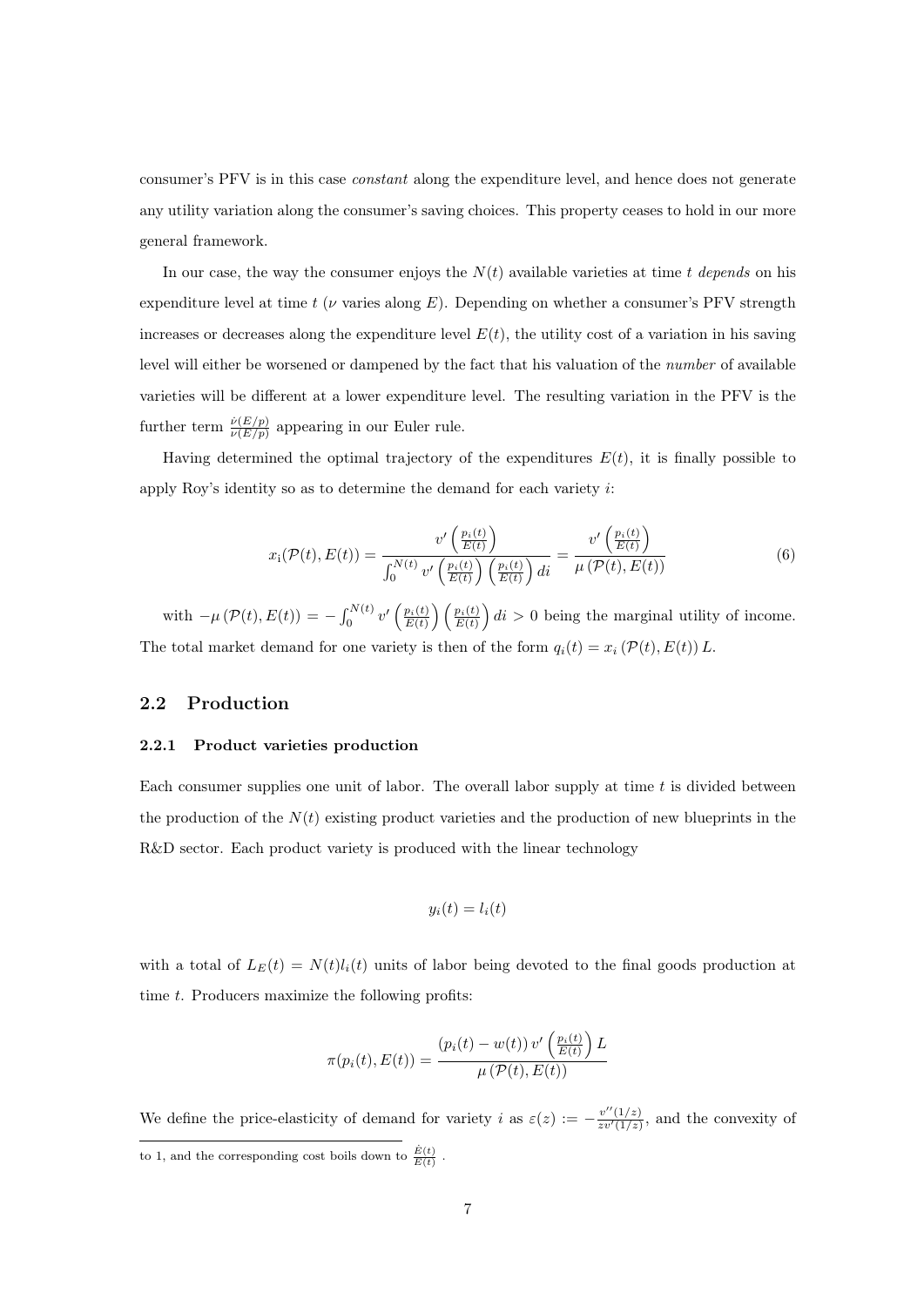consumer's PFV is in this case *constant* along the expenditure level, and hence does not generate any utility variation along the consumer's saving choices. This property ceases to hold in our more general framework.

In our case, the way the consumer enjoys the $N(t)$ available varieties at time $t$ *depends* on his expenditure level at time $t$ ($\nu$ varies along $E$). Depending on whether a consumer's PFV strength increases or decreases along the expenditure level $E(t)$, the utility cost of a variation in his saving level will either be worsened or dampened by the fact that his valuation of the *number* of available varieties will be different at a lower expenditure level. The resulting variation in the PFV is the further term $\frac{\dot{\nu}(E/p)}{\nu(E/p)}$ appearing in our Euler rule.

Having determined the optimal trajectory of the expenditures $E(t)$, it is finally possible to apply Roy's identity so as to determine the demand for each variety $i$:

$$x_i(\mathcal{P}(t), E(t)) = \frac{v'\left(\frac{p_i(t)}{E(t)}\right)}{\int_0^{N(t)} v'\left(\frac{p_i(t)}{E(t)}\right)\left(\frac{p_i(t)}{E(t)}\right) di} = \frac{v'\left(\frac{p_i(t)}{E(t)}\right)}{\mu\left(\mathcal{P}(t), E(t)\right)} \tag{6}$$

with $-\mu\left(\mathcal{P}(t), E(t)\right) = -\int_0^{N(t)} v'\left(\frac{p_i(t)}{E(t)}\right)\left(\frac{p_i(t)}{E(t)}\right) di > 0$ being the marginal utility of income. The total market demand for one variety is then of the form $q_i(t) = x_i\left(\mathcal{P}(t), E(t)\right) L$.

## 2.2 Production

### 2.2.1 Product varieties production

Each consumer supplies one unit of labor. The overall labor supply at time $t$ is divided between the production of the $N(t)$ existing product varieties and the production of new blueprints in the R&D sector. Each product variety is produced with the linear technology

$$y_i(t) = l_i(t)$$

with a total of $L_E(t) = N(t)l_i(t)$ units of labor being devoted to the final goods production at time $t$. Producers maximize the following profits:

$$\pi(p_i(t), E(t)) = \frac{\left(p_i(t) - w(t)\right) v'\left(\frac{p_i(t)}{E(t)}\right) L}{\mu\left(\mathcal{P}(t), E(t)\right)}$$

We define the price-elasticity of demand for variety $i$ as $\varepsilon(z) := -\frac{v''(1/z)}{zv'(1/z)}$, and the convexity of

to 1, and the corresponding cost boils down to $\frac{\dot{E}(t)}{E(t)}$ .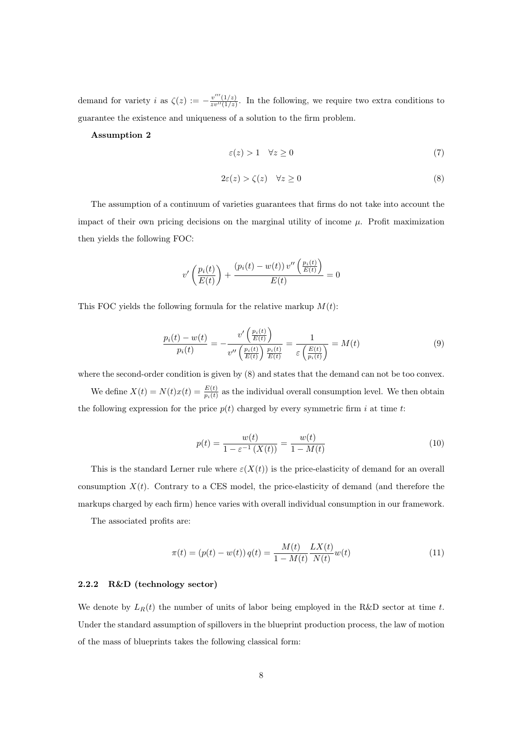demand for variety $i$ as $\zeta(z) := -\frac{v'''(1/z)}{zv''(1/z)}$. In the following, we require two extra conditions to guarantee the existence and uniqueness of a solution to the firm problem.

**Assumption 2**

$$\varepsilon(z) > 1 \quad \forall z \geq 0 \tag{7}$$

$$2\varepsilon(z) > \zeta(z) \quad \forall z \geq 0 \tag{8}$$

The assumption of a continuum of varieties guarantees that firms do not take into account the impact of their own pricing decisions on the marginal utility of income $\mu$. Profit maximization then yields the following FOC:

$$v'\left(\frac{p_i(t)}{E(t)}\right) + \frac{(p_i(t) - w(t))\, v''\left(\frac{p_i(t)}{E(t)}\right)}{E(t)} = 0$$

This FOC yields the following formula for the relative markup $M(t)$:

$$\frac{p_i(t) - w(t)}{p_i(t)} = -\frac{v'\left(\frac{p_i(t)}{E(t)}\right)}{v''\left(\frac{p_i(t)}{E(t)}\right)\frac{p_i(t)}{E(t)}} = \frac{1}{\varepsilon\left(\frac{E(t)}{p_i(t)}\right)} = M(t) \tag{9}$$

where the second-order condition is given by (8) and states that the demand can not be too convex.

We define $X(t) = N(t)x(t) = \frac{E(t)}{p_i(t)}$ as the individual overall consumption level. We then obtain the following expression for the price $p(t)$ charged by every symmetric firm $i$ at time $t$:

$$p(t) = \frac{w(t)}{1 - \varepsilon^{-1}(X(t))} = \frac{w(t)}{1 - M(t)} \tag{10}$$

This is the standard Lerner rule where $\varepsilon(X(t))$ is the price-elasticity of demand for an overall consumption $X(t)$. Contrary to a CES model, the price-elasticity of demand (and therefore the markups charged by each firm) hence varies with overall individual consumption in our framework.

The associated profits are:

$$\pi(t) = (p(t) - w(t))\, q(t) = \frac{M(t)}{1 - M(t)} \frac{LX(t)}{N(t)} w(t) \tag{11}$$

### 2.2.2 R&D (technology sector)

We denote by $L_R(t)$ the number of units of labor being employed in the R&D sector at time $t$. Under the standard assumption of spillovers in the blueprint production process, the law of motion of the mass of blueprints takes the following classical form: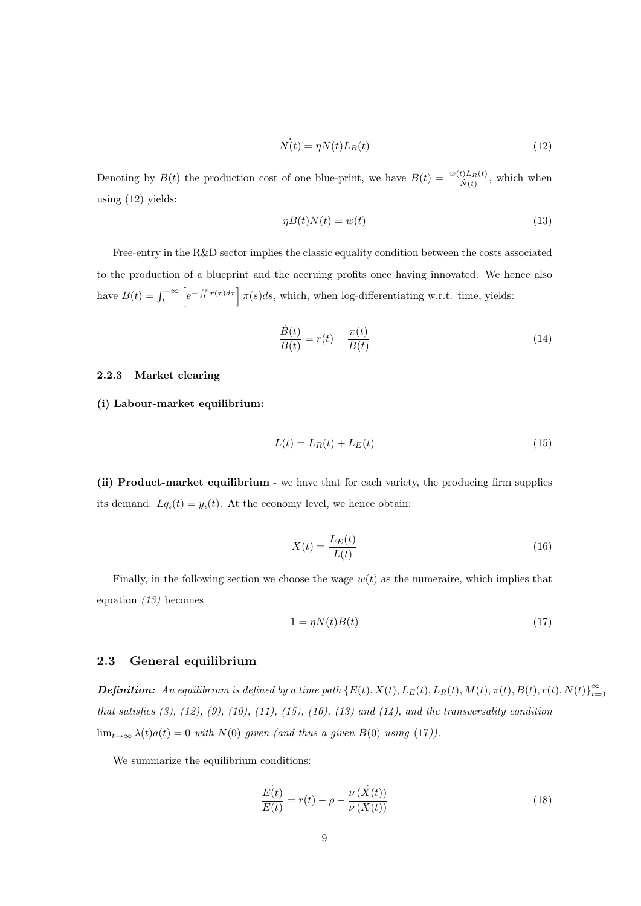$$\dot{N(t)} = \eta N(t) L_R(t) \tag{12}$$

Denoting by $B(t)$ the production cost of one blue-print, we have $B(t) = \frac{w(t)L_R(t)}{\dot{N}(t)}$, which when using (12) yields:

$$\eta B(t) N(t) = w(t) \tag{13}$$

Free-entry in the R&D sector implies the classic equality condition between the costs associated to the production of a blueprint and the accruing profits once having innovated. We hence also have $B(t) = \int_t^{+\infty} \left[ e^{-\int_t^s r(\tau)d\tau} \right] \pi(s) ds$, which, when log-differentiating w.r.t. time, yields:

$$\frac{\dot{B}(t)}{B(t)} = r(t) - \frac{\pi(t)}{B(t)} \tag{14}$$

#### 2.2.3 Market clearing

**(i) Labour-market equilibrium:**

$$L(t) = L_R(t) + L_E(t) \tag{15}$$

**(ii) Product-market equilibrium** - we have that for each variety, the producing firm supplies its demand: $Lq_i(t) = y_i(t)$. At the economy level, we hence obtain:

$$X(t) = \frac{L_E(t)}{L(t)} \tag{16}$$

Finally, in the following section we choose the wage $w(t)$ as the numeraire, which implies that equation *(13)* becomes

$$1 = \eta N(t) B(t) \tag{17}$$

### 2.3 General equilibrium

***Definition:*** *An equilibrium is defined by a time path* $\{E(t), X(t), L_E(t), L_R(t), M(t), \pi(t), B(t), r(t), N(t)\}_{t=0}^{\infty}$ *that satisfies (3), (12), (9), (10), (11), (15), (16), (13) and (14), and the transversality condition* $\lim_{t\to\infty} \lambda(t)a(t) = 0$ *with* $N(0)$ *given (and thus a given* $B(0)$ *using* (17)*).*

We summarize the equilibrium conditions:

$$\frac{\dot{E(t)}}{E(t)} = r(t) - \rho - \frac{\nu \left(\dot{X(t)}\right)}{\nu \left(X(t)\right)} \tag{18}$$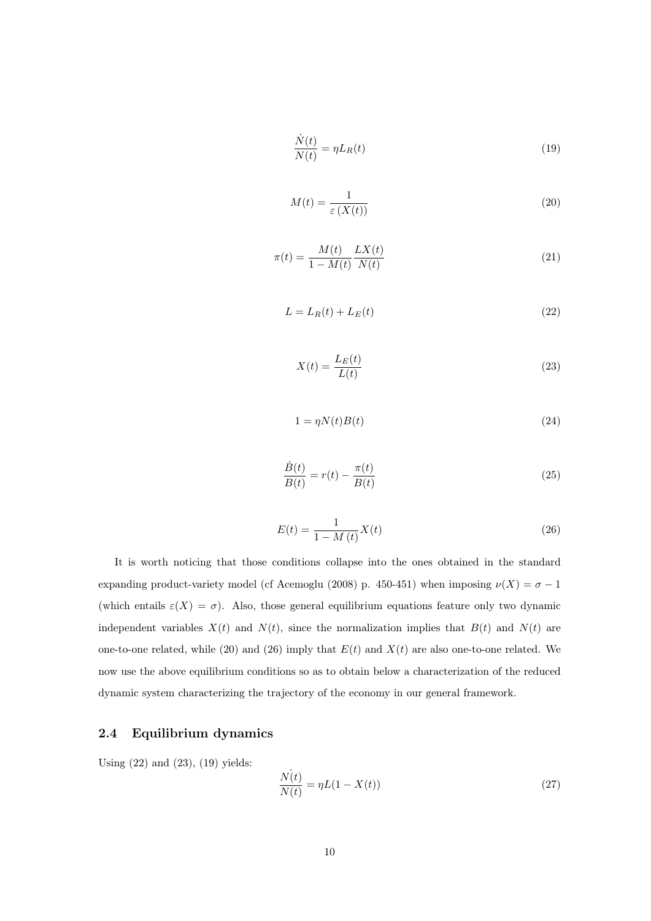$$\frac{\dot{N}(t)}{N(t)} = \eta L_R(t) \tag{19}$$

$$M(t) = \frac{1}{\varepsilon\left(X(t)\right)} \tag{20}$$

$$\pi(t) = \frac{M(t)}{1 - M(t)} \frac{LX(t)}{N(t)} \tag{21}$$

$$L = L_R(t) + L_E(t) \tag{22}$$

$$X(t) = \frac{L_E(t)}{L(t)} \tag{23}$$

$$1 = \eta N(t) B(t) \tag{24}$$

$$\frac{\dot{B}(t)}{B(t)} = r(t) - \frac{\pi(t)}{B(t)} \tag{25}$$

$$E(t) = \frac{1}{1 - M\left(t\right)} X(t) \tag{26}$$

It is worth noticing that those conditions collapse into the ones obtained in the standard expanding product-variety model (cf Acemoglu (2008) p. 450-451) when imposing $\nu(X) = \sigma - 1$ (which entails $\varepsilon(X) = \sigma$). Also, those general equilibrium equations feature only two dynamic independent variables $X(t)$ and $N(t)$, since the normalization implies that $B(t)$ and $N(t)$ are one-to-one related, while (20) and (26) imply that $E(t)$ and $X(t)$ are also one-to-one related. We now use the above equilibrium conditions so as to obtain below a characterization of the reduced dynamic system characterizing the trajectory of the economy in our general framework.

## 2.4 Equilibrium dynamics

Using (22) and (23), (19) yields:

$$\frac{\dot{N(t)}}{N(t)} = \eta L(1 - X(t)) \tag{27}$$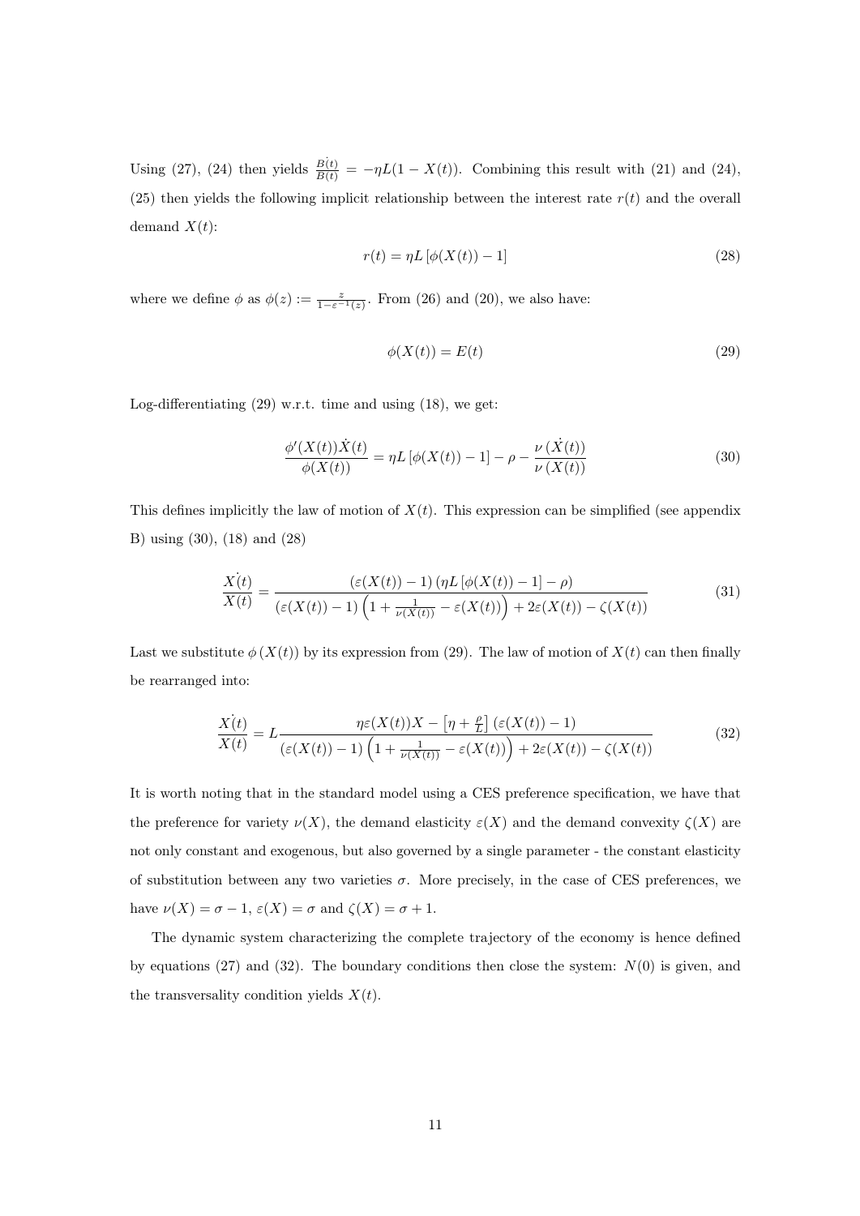Using (27), (24) then yields $\frac{\dot{B(t)}}{B(t)} = -\eta L(1 - X(t))$. Combining this result with (21) and (24), (25) then yields the following implicit relationship between the interest rate $r(t)$ and the overall demand $X(t)$:

$$r(t) = \eta L \left[\phi(X(t)) - 1\right] \tag{28}$$

where we define $\phi$ as $\phi(z) := \frac{z}{1-\varepsilon^{-1}(z)}$. From (26) and (20), we also have:

$$\phi(X(t)) = E(t) \tag{29}$$

Log-differentiating (29) w.r.t. time and using (18), we get:

$$\frac{\phi'(X(t))\dot{X}(t)}{\phi(X(t))} = \eta L \left[\phi(X(t)) - 1\right] - \rho - \frac{\nu\left(\dot{X}(t)\right)}{\nu\left(X(t)\right)} \tag{30}$$

This defines implicitly the law of motion of $X(t)$. This expression can be simplified (see appendix B) using (30), (18) and (28)

$$\frac{\dot{X(t)}}{X(t)} = \frac{\left(\varepsilon(X(t)) - 1\right)\left(\eta L \left[\phi(X(t)) - 1\right] - \rho\right)}{\left(\varepsilon(X(t)) - 1\right)\left(1 + \frac{1}{\nu(X(t))} - \varepsilon(X(t))\right) + 2\varepsilon(X(t)) - \zeta(X(t))} \tag{31}$$

Last we substitute $\phi\left(X(t)\right)$ by its expression from (29). The law of motion of $X(t)$ can then finally be rearranged into:

$$\frac{\dot{X(t)}}{X(t)} = L \frac{\eta\varepsilon(X(t))X - \left[\eta + \frac{\rho}{L}\right]\left(\varepsilon(X(t)) - 1\right)}{\left(\varepsilon(X(t)) - 1\right)\left(1 + \frac{1}{\nu(X(t))} - \varepsilon(X(t))\right) + 2\varepsilon(X(t)) - \zeta(X(t))} \tag{32}$$

It is worth noting that in the standard model using a CES preference specification, we have that the preference for variety $\nu(X)$, the demand elasticity $\varepsilon(X)$ and the demand convexity $\zeta(X)$ are not only constant and exogenous, but also governed by a single parameter - the constant elasticity of substitution between any two varieties $\sigma$. More precisely, in the case of CES preferences, we have $\nu(X) = \sigma - 1$, $\varepsilon(X) = \sigma$ and $\zeta(X) = \sigma + 1$.

The dynamic system characterizing the complete trajectory of the economy is hence defined by equations (27) and (32). The boundary conditions then close the system: $N(0)$ is given, and the transversality condition yields $X(t)$.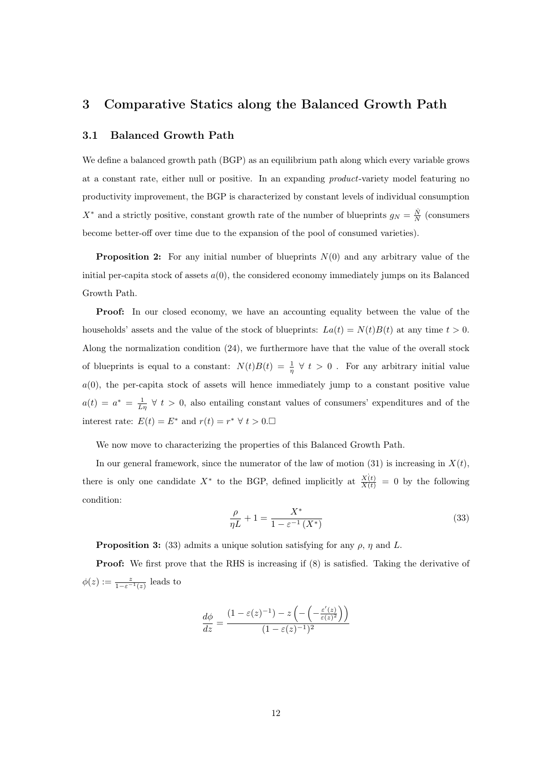## 3 Comparative Statics along the Balanced Growth Path

### 3.1 Balanced Growth Path

We define a balanced growth path (BGP) as an equilibrium path along which every variable grows at a constant rate, either null or positive. In an expanding *product*-variety model featuring no productivity improvement, the BGP is characterized by constant levels of individual consumption $X^*$ and a strictly positive, constant growth rate of the number of blueprints $g_N = \frac{\dot{N}}{N}$ (consumers become better-off over time due to the expansion of the pool of consumed varieties).

**Proposition 2:** For any initial number of blueprints $N(0)$ and any arbitrary value of the initial per-capita stock of assets $a(0)$, the considered economy immediately jumps on its Balanced Growth Path.

**Proof:** In our closed economy, we have an accounting equality between the value of the households' assets and the value of the stock of blueprints: $La(t) = N(t)B(t)$ at any time $t > 0$. Along the normalization condition (24), we furthermore have that the value of the overall stock of blueprints is equal to a constant: $N(t)B(t) = \frac{1}{\eta} \; \forall \; t > 0$ . For any arbitrary initial value $a(0)$, the per-capita stock of assets will hence immediately jump to a constant positive value $a(t) = a^* = \frac{1}{L\eta} \; \forall \; t > 0$, also entailing constant values of consumers' expenditures and of the interest rate: $E(t) = E^*$ and $r(t) = r^* \; \forall \; t > 0$.□

We now move to characterizing the properties of this Balanced Growth Path.

In our general framework, since the numerator of the law of motion (31) is increasing in $X(t)$, there is only one candidate $X^*$ to the BGP, defined implicitly at $\frac{\dot{X(t)}}{X(t)} = 0$ by the following condition:

$$\frac{\rho}{\eta L} + 1 = \frac{X^*}{1 - \varepsilon^{-1}(X^*)} \tag{33}$$

**Proposition 3:** (33) admits a unique solution satisfying for any $\rho$, $\eta$ and $L$.

**Proof:** We first prove that the RHS is increasing if (8) is satisfied. Taking the derivative of $\phi(z) := \frac{z}{1-\varepsilon^{-1}(z)}$ leads to

$$\frac{d\phi}{dz} = \frac{(1 - \varepsilon(z)^{-1}) - z\left(-\left(-\frac{\varepsilon'(z)}{\varepsilon(z)^2}\right)\right)}{(1 - \varepsilon(z)^{-1})^2}$$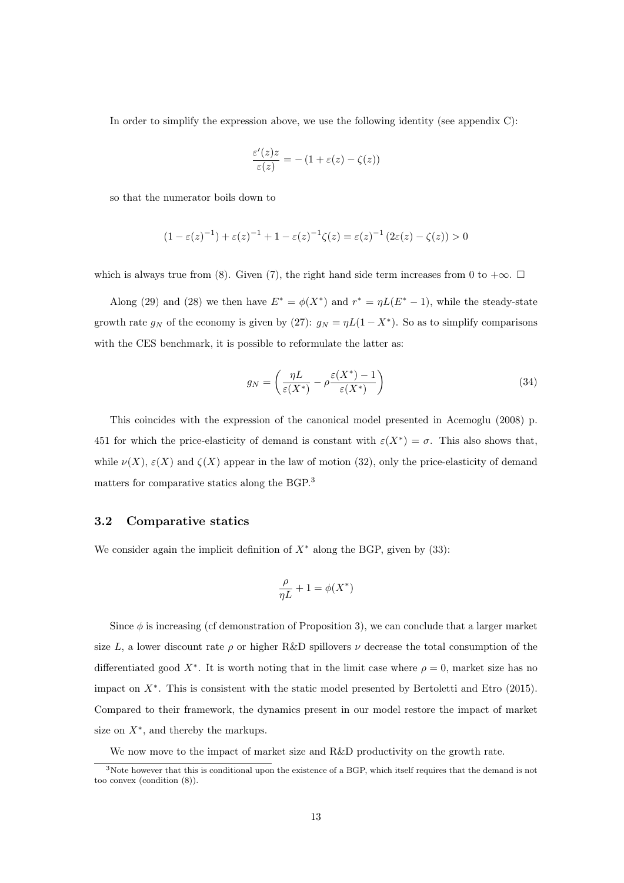In order to simplify the expression above, we use the following identity (see appendix C):

$$\frac{\varepsilon'(z)z}{\varepsilon(z)} = -\left(1 + \varepsilon(z) - \zeta(z)\right)$$

so that the numerator boils down to

$$(1 - \varepsilon(z)^{-1}) + \varepsilon(z)^{-1} + 1 - \varepsilon(z)^{-1}\zeta(z) = \varepsilon(z)^{-1}\left(2\varepsilon(z) - \zeta(z)\right) > 0$$

which is always true from (8). Given (7), the right hand side term increases from 0 to $+\infty$. $\square$

Along (29) and (28) we then have $E^* = \phi(X^*)$ and $r^* = \eta L(E^* - 1)$, while the steady-state growth rate $g_N$ of the economy is given by (27): $g_N = \eta L(1 - X^*)$. So as to simplify comparisons with the CES benchmark, it is possible to reformulate the latter as:

$$g_N = \left(\frac{\eta L}{\varepsilon(X^*)} - \rho\frac{\varepsilon(X^*) - 1}{\varepsilon(X^*)}\right) \tag{34}$$

This coincides with the expression of the canonical model presented in Acemoglu (2008) p. 451 for which the price-elasticity of demand is constant with $\varepsilon(X^*) = \sigma$. This also shows that, while $\nu(X)$, $\varepsilon(X)$ and $\zeta(X)$ appear in the law of motion (32), only the price-elasticity of demand matters for comparative statics along the BGP.[3]

### 3.2 Comparative statics

We consider again the implicit definition of $X^*$ along the BGP, given by (33):

$$\frac{\rho}{\eta L} + 1 = \phi(X^*)$$

Since $\phi$ is increasing (cf demonstration of Proposition 3), we can conclude that a larger market size $L$, a lower discount rate $\rho$ or higher R&D spillovers $\nu$ decrease the total consumption of the differentiated good $X^*$. It is worth noting that in the limit case where $\rho = 0$, market size has no impact on $X^*$. This is consistent with the static model presented by Bertoletti and Etro (2015). Compared to their framework, the dynamics present in our model restore the impact of market size on $X^*$, and thereby the markups.

We now move to the impact of market size and R&D productivity on the growth rate.

[3] Note however that this is conditional upon the existence of a BGP, which itself requires that the demand is not too convex (condition (8)).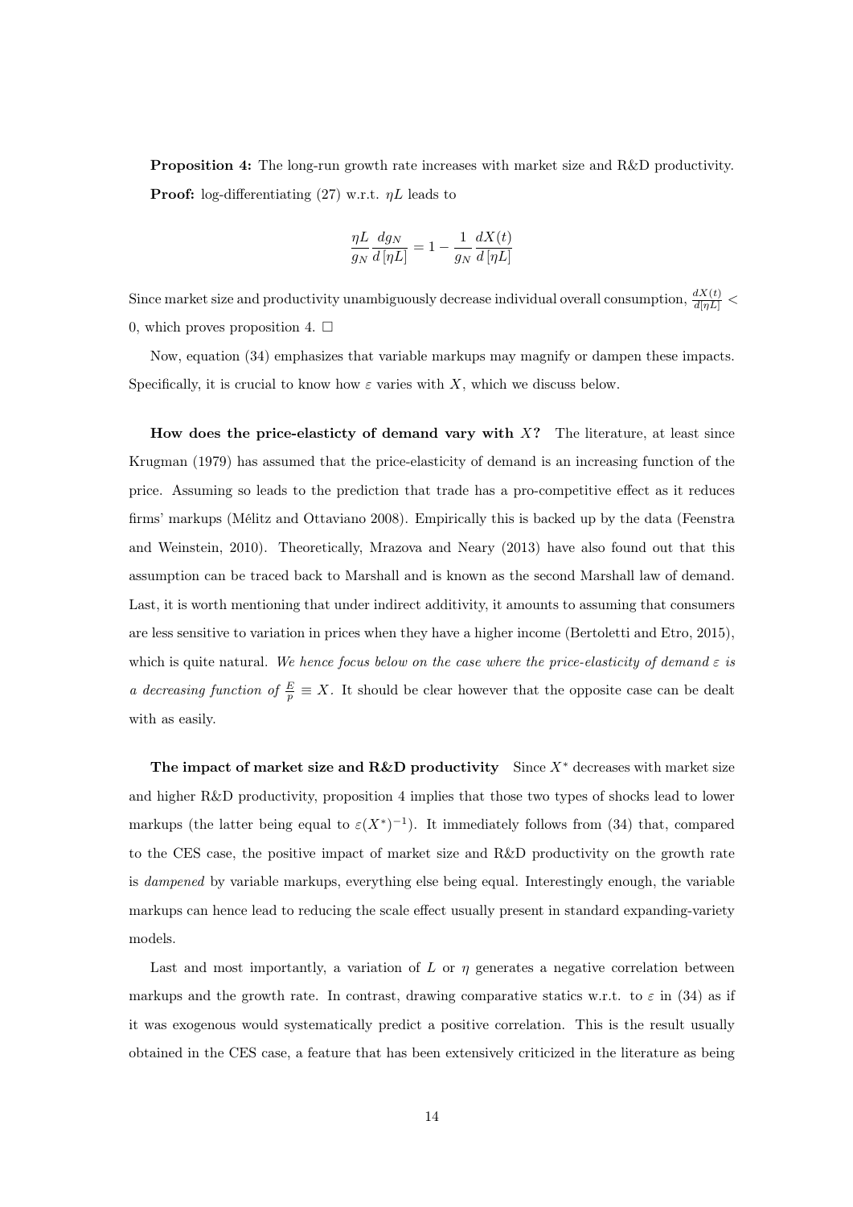**Proposition 4:** The long-run growth rate increases with market size and R&D productivity.

**Proof:** log-differentiating (27) w.r.t. $\eta L$ leads to

$$\frac{\eta L}{g_N}\frac{dg_N}{d[\eta L]} = 1 - \frac{1}{g_N}\frac{dX(t)}{d[\eta L]}$$

Since market size and productivity unambiguously decrease individual overall consumption, $\frac{dX(t)}{d[\eta L]} < 0$, which proves proposition 4. $\square$

Now, equation (34) emphasizes that variable markups may magnify or dampen these impacts. Specifically, it is crucial to know how $\varepsilon$ varies with $X$, which we discuss below.

**How does the price-elasticty of demand vary with $X$?** The literature, at least since Krugman (1979) has assumed that the price-elasticity of demand is an increasing function of the price. Assuming so leads to the prediction that trade has a pro-competitive effect as it reduces firms' markups (Mélitz and Ottaviano 2008). Empirically this is backed up by the data (Feenstra and Weinstein, 2010). Theoretically, Mrazova and Neary (2013) have also found out that this assumption can be traced back to Marshall and is known as the second Marshall law of demand. Last, it is worth mentioning that under indirect additivity, it amounts to assuming that consumers are less sensitive to variation in prices when they have a higher income (Bertoletti and Etro, 2015), which is quite natural. *We hence focus below on the case where the price-elasticity of demand $\varepsilon$ is a decreasing function of $\frac{E}{p} \equiv X$.* It should be clear however that the opposite case can be dealt with as easily.

**The impact of market size and R&D productivity** Since $X^*$ decreases with market size and higher R&D productivity, proposition 4 implies that those two types of shocks lead to lower markups (the latter being equal to $\varepsilon(X^*)^{-1}$). It immediately follows from (34) that, compared to the CES case, the positive impact of market size and R&D productivity on the growth rate is *dampened* by variable markups, everything else being equal. Interestingly enough, the variable markups can hence lead to reducing the scale effect usually present in standard expanding-variety models.

Last and most importantly, a variation of $L$ or $\eta$ generates a negative correlation between markups and the growth rate. In contrast, drawing comparative statics w.r.t. to $\varepsilon$ in (34) as if it was exogenous would systematically predict a positive correlation. This is the result usually obtained in the CES case, a feature that has been extensively criticized in the literature as being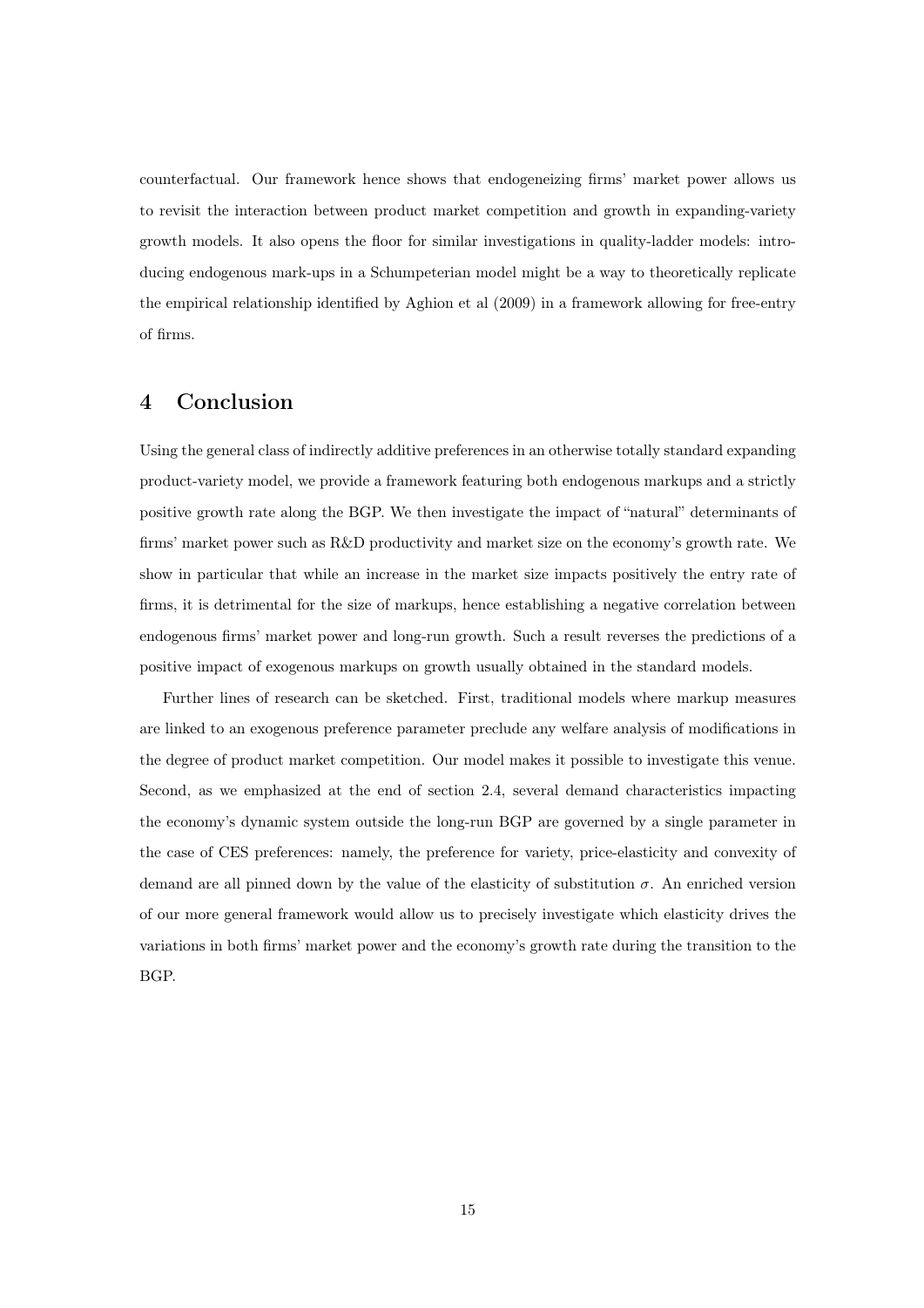counterfactual. Our framework hence shows that endogeneizing firms' market power allows us to revisit the interaction between product market competition and growth in expanding-variety growth models. It also opens the floor for similar investigations in quality-ladder models: introducing endogenous mark-ups in a Schumpeterian model might be a way to theoretically replicate the empirical relationship identified by Aghion et al (2009) in a framework allowing for free-entry of firms.

# 4 Conclusion

Using the general class of indirectly additive preferences in an otherwise totally standard expanding product-variety model, we provide a framework featuring both endogenous markups and a strictly positive growth rate along the BGP. We then investigate the impact of "natural" determinants of firms' market power such as R&D productivity and market size on the economy's growth rate. We show in particular that while an increase in the market size impacts positively the entry rate of firms, it is detrimental for the size of markups, hence establishing a negative correlation between endogenous firms' market power and long-run growth. Such a result reverses the predictions of a positive impact of exogenous markups on growth usually obtained in the standard models.

Further lines of research can be sketched. First, traditional models where markup measures are linked to an exogenous preference parameter preclude any welfare analysis of modifications in the degree of product market competition. Our model makes it possible to investigate this venue. Second, as we emphasized at the end of section 2.4, several demand characteristics impacting the economy's dynamic system outside the long-run BGP are governed by a single parameter in the case of CES preferences: namely, the preference for variety, price-elasticity and convexity of demand are all pinned down by the value of the elasticity of substitution $\sigma$. An enriched version of our more general framework would allow us to precisely investigate which elasticity drives the variations in both firms' market power and the economy's growth rate during the transition to the BGP.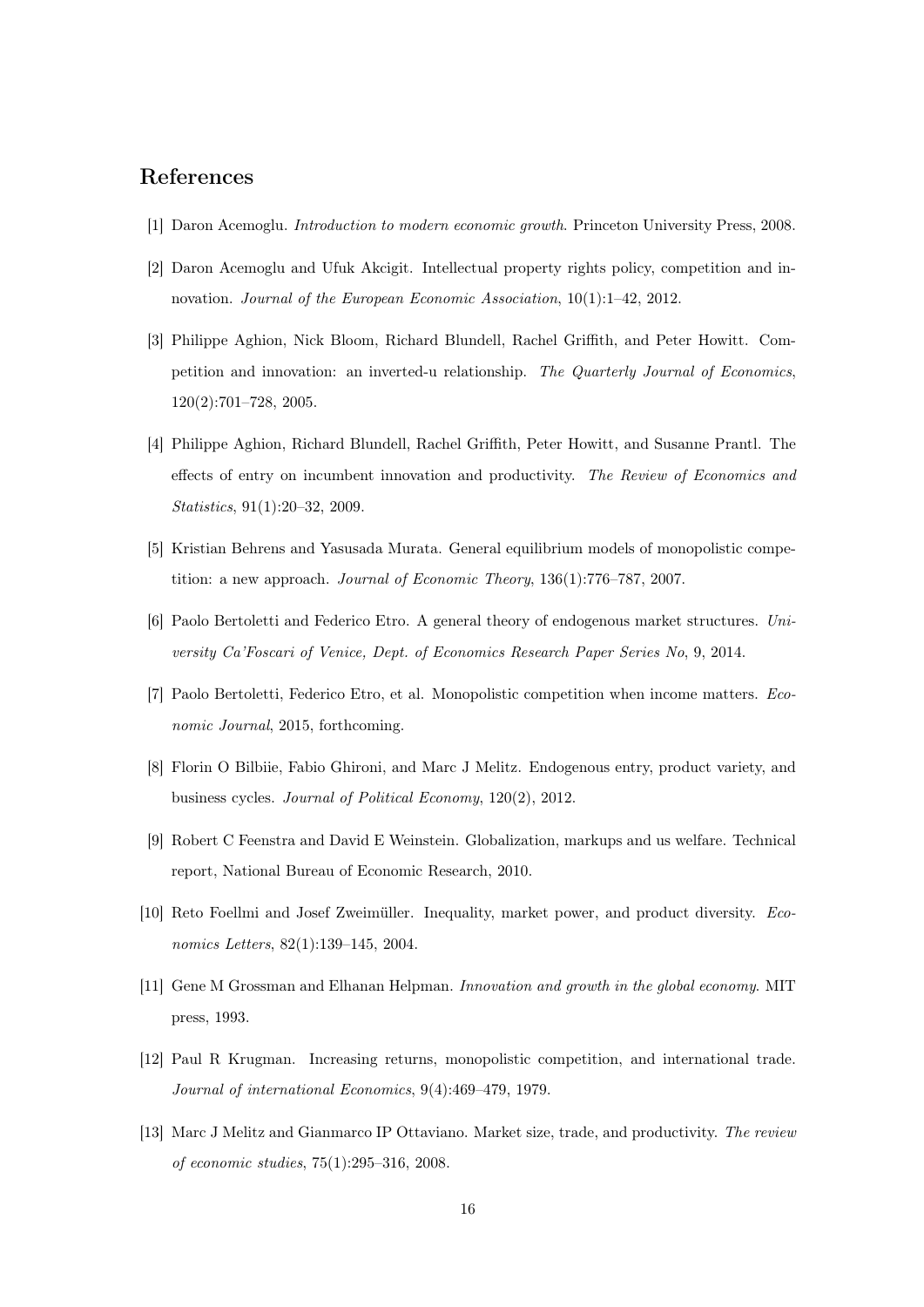## References

[1] Daron Acemoglu. *Introduction to modern economic growth*. Princeton University Press, 2008.

[2] Daron Acemoglu and Ufuk Akcigit. Intellectual property rights policy, competition and innovation. *Journal of the European Economic Association*, 10(1):1–42, 2012.

[3] Philippe Aghion, Nick Bloom, Richard Blundell, Rachel Griffith, and Peter Howitt. Competition and innovation: an inverted-u relationship. *The Quarterly Journal of Economics*, 120(2):701–728, 2005.

[4] Philippe Aghion, Richard Blundell, Rachel Griffith, Peter Howitt, and Susanne Prantl. The effects of entry on incumbent innovation and productivity. *The Review of Economics and Statistics*, 91(1):20–32, 2009.

[5] Kristian Behrens and Yasusada Murata. General equilibrium models of monopolistic competition: a new approach. *Journal of Economic Theory*, 136(1):776–787, 2007.

[6] Paolo Bertoletti and Federico Etro. A general theory of endogenous market structures. *University Ca'Foscari of Venice, Dept. of Economics Research Paper Series No*, 9, 2014.

[7] Paolo Bertoletti, Federico Etro, et al. Monopolistic competition when income matters. *Economic Journal*, 2015, forthcoming.

[8] Florin O Bilbiie, Fabio Ghironi, and Marc J Melitz. Endogenous entry, product variety, and business cycles. *Journal of Political Economy*, 120(2), 2012.

[9] Robert C Feenstra and David E Weinstein. Globalization, markups and us welfare. Technical report, National Bureau of Economic Research, 2010.

[10] Reto Foellmi and Josef Zweimüller. Inequality, market power, and product diversity. *Economics Letters*, 82(1):139–145, 2004.

[11] Gene M Grossman and Elhanan Helpman. *Innovation and growth in the global economy*. MIT press, 1993.

[12] Paul R Krugman. Increasing returns, monopolistic competition, and international trade. *Journal of international Economics*, 9(4):469–479, 1979.

[13] Marc J Melitz and Gianmarco IP Ottaviano. Market size, trade, and productivity. *The review of economic studies*, 75(1):295–316, 2008.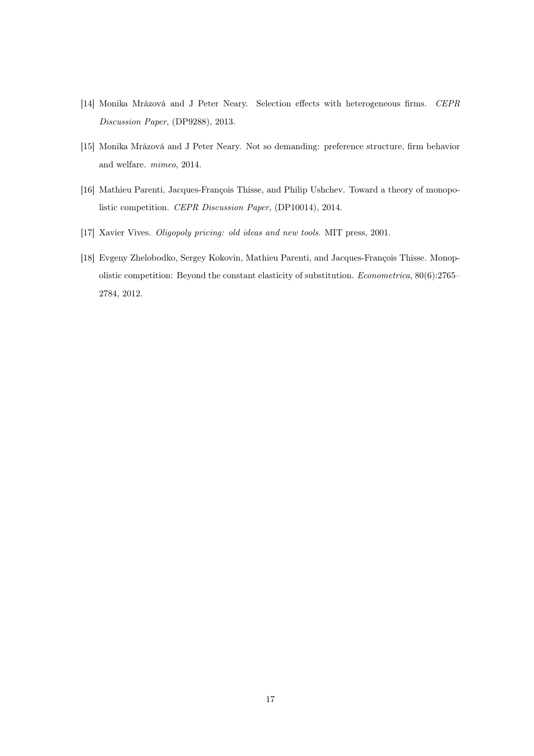[14] Monika Mrázová and J Peter Neary. Selection effects with heterogeneous firms. *CEPR Discussion Paper*, (DP9288), 2013.

[15] Monika Mrázová and J Peter Neary. Not so demanding: preference structure, firm behavior and welfare. *mimeo*, 2014.

[16] Mathieu Parenti, Jacques-François Thisse, and Philip Ushchev. Toward a theory of monopolistic competition. *CEPR Discussion Paper*, (DP10014), 2014.

[17] Xavier Vives. *Oligopoly pricing: old ideas and new tools*. MIT press, 2001.

[18] Evgeny Zhelobodko, Sergey Kokovin, Mathieu Parenti, and Jacques-François Thisse. Monopolistic competition: Beyond the constant elasticity of substitution. *Econometrica*, 80(6):2765–2784, 2012.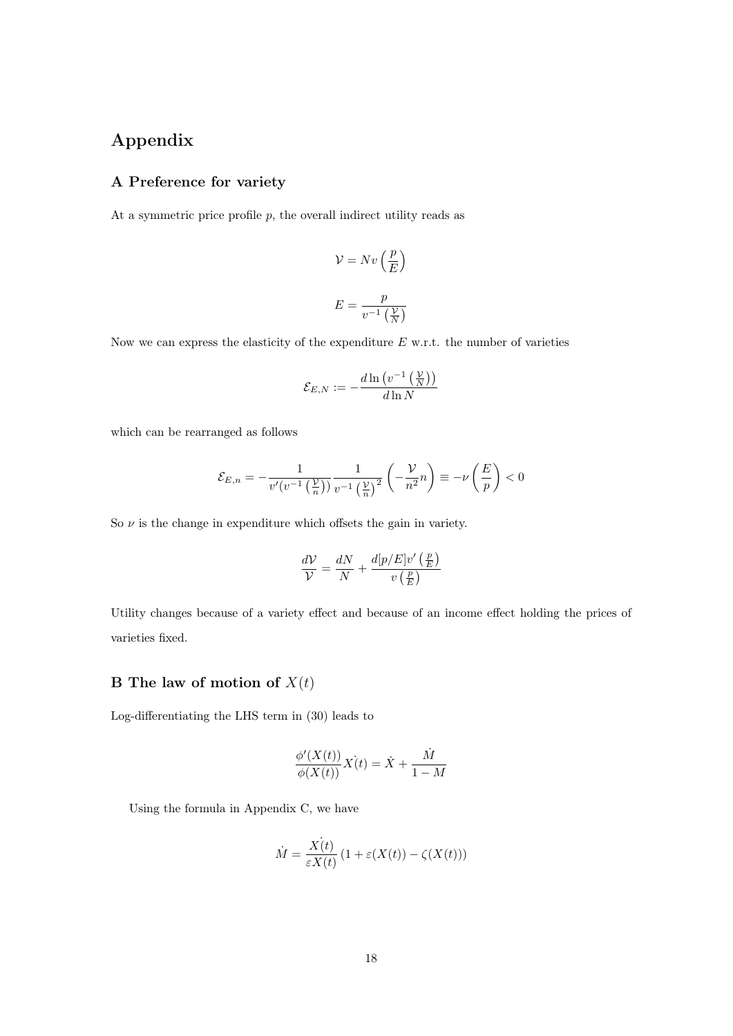# Appendix

## A Preference for variety

At a symmetric price profile $p$, the overall indirect utility reads as

$$\mathcal{V} = Nv\left(\frac{p}{E}\right)$$

$$E = \frac{p}{v^{-1}\left(\frac{\mathcal{V}}{N}\right)}$$

Now we can express the elasticity of the expenditure $E$ w.r.t. the number of varieties

$$\mathcal{E}_{E,N} := -\frac{d\ln\left(v^{-1}\left(\frac{\mathcal{V}}{N}\right)\right)}{d\ln N}$$

which can be rearranged as follows

$$\mathcal{E}_{E,n} = -\frac{1}{v'(v^{-1}\left(\frac{\mathcal{V}}{n}\right))}\frac{1}{v^{-1}\left(\frac{\mathcal{V}}{n}\right)^2}\left(-\frac{\mathcal{V}}{n^2}n\right) \equiv -\nu\left(\frac{E}{p}\right) < 0$$

So $\nu$ is the change in expenditure which offsets the gain in variety.

$$\frac{d\mathcal{V}}{\mathcal{V}} = \frac{dN}{N} + \frac{d[p/E]v'\left(\frac{p}{E}\right)}{v\left(\frac{p}{E}\right)}$$

Utility changes because of a variety effect and because of an income effect holding the prices of varieties fixed.

## B The law of motion of $X(t)$

Log-differentiating the LHS term in (30) leads to

$$\frac{\phi'(X(t))}{\phi(X(t))}\dot{X(t)} = \dot{X} + \frac{\dot{M}}{1-M}$$

Using the formula in Appendix C, we have

$$\dot{M} = \frac{\dot{X(t)}}{\varepsilon X(t)}\left(1 + \varepsilon(X(t)) - \zeta(X(t))\right)$$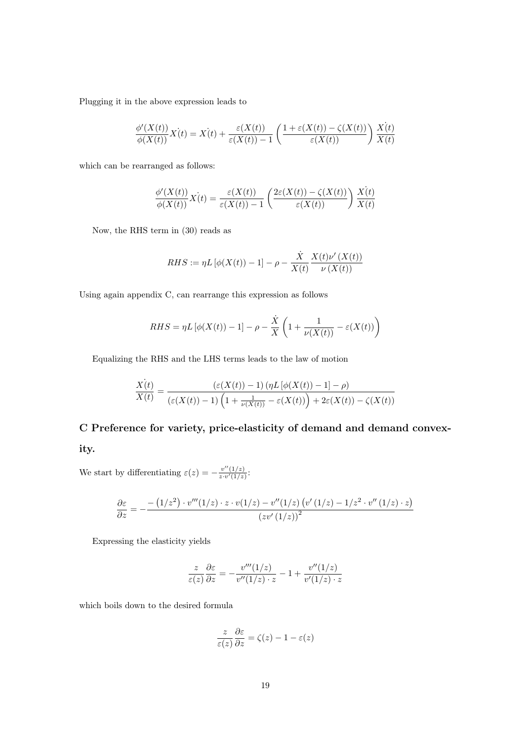Plugging it in the above expression leads to

$$\frac{\phi'(X(t))}{\phi(X(t))}\dot{X(t)} = \dot{X(t)} + \frac{\varepsilon(X(t))}{\varepsilon(X(t))-1}\left(\frac{1+\varepsilon(X(t))-\zeta(X(t))}{\varepsilon(X(t))}\right)\frac{\dot{X(t)}}{X(t)}$$

which can be rearranged as follows:

$$\frac{\phi'(X(t))}{\phi(X(t))}\dot{X(t)} = \frac{\varepsilon(X(t))}{\varepsilon(X(t))-1}\left(\frac{2\varepsilon(X(t))-\zeta(X(t))}{\varepsilon(X(t))}\right)\frac{\dot{X(t)}}{X(t)}$$

Now, the RHS term in (30) reads as

$$RHS := \eta L\left[\phi(X(t))-1\right] - \rho - \frac{\dot{X}}{X(t)}\frac{X(t)\nu'(X(t))}{\nu(X(t))}$$

Using again appendix C, can rearrange this expression as follows

$$RHS = \eta L\left[\phi(X(t))-1\right] - \rho - \frac{\dot{X}}{X}\left(1+\frac{1}{\nu(X(t))}-\varepsilon(X(t))\right)$$

Equalizing the RHS and the LHS terms leads to the law of motion

$$\frac{\dot{X(t)}}{X(t)} = \frac{\left(\varepsilon(X(t))-1\right)\left(\eta L\left[\phi(X(t))-1\right]-\rho\right)}{\left(\varepsilon(X(t))-1\right)\left(1+\frac{1}{\nu(X(t))}-\varepsilon(X(t))\right)+2\varepsilon(X(t))-\zeta(X(t))}$$

## C Preference for variety, price-elasticity of demand and demand convexity.

We start by differentiating $\varepsilon(z) = -\frac{v''(1/z)}{z\cdot v'(1/z)}$:

$$\frac{\partial\varepsilon}{\partial z} = -\frac{-\left(1/z^2\right)\cdot v'''(1/z)\cdot z\cdot v(1/z) - v''(1/z)\left(v'\left(1/z\right)-1/z^2\cdot v''\left(1/z\right)\cdot z\right)}{\left(zv'\left(1/z\right)\right)^2}$$

Expressing the elasticity yields

$$\frac{z}{\varepsilon(z)}\frac{\partial\varepsilon}{\partial z} = -\frac{v'''(1/z)}{v''(1/z)\cdot z} - 1 + \frac{v''(1/z)}{v'(1/z)\cdot z}$$

which boils down to the desired formula

$$\frac{z}{\varepsilon(z)}\frac{\partial\varepsilon}{\partial z} = \zeta(z) - 1 - \varepsilon(z)$$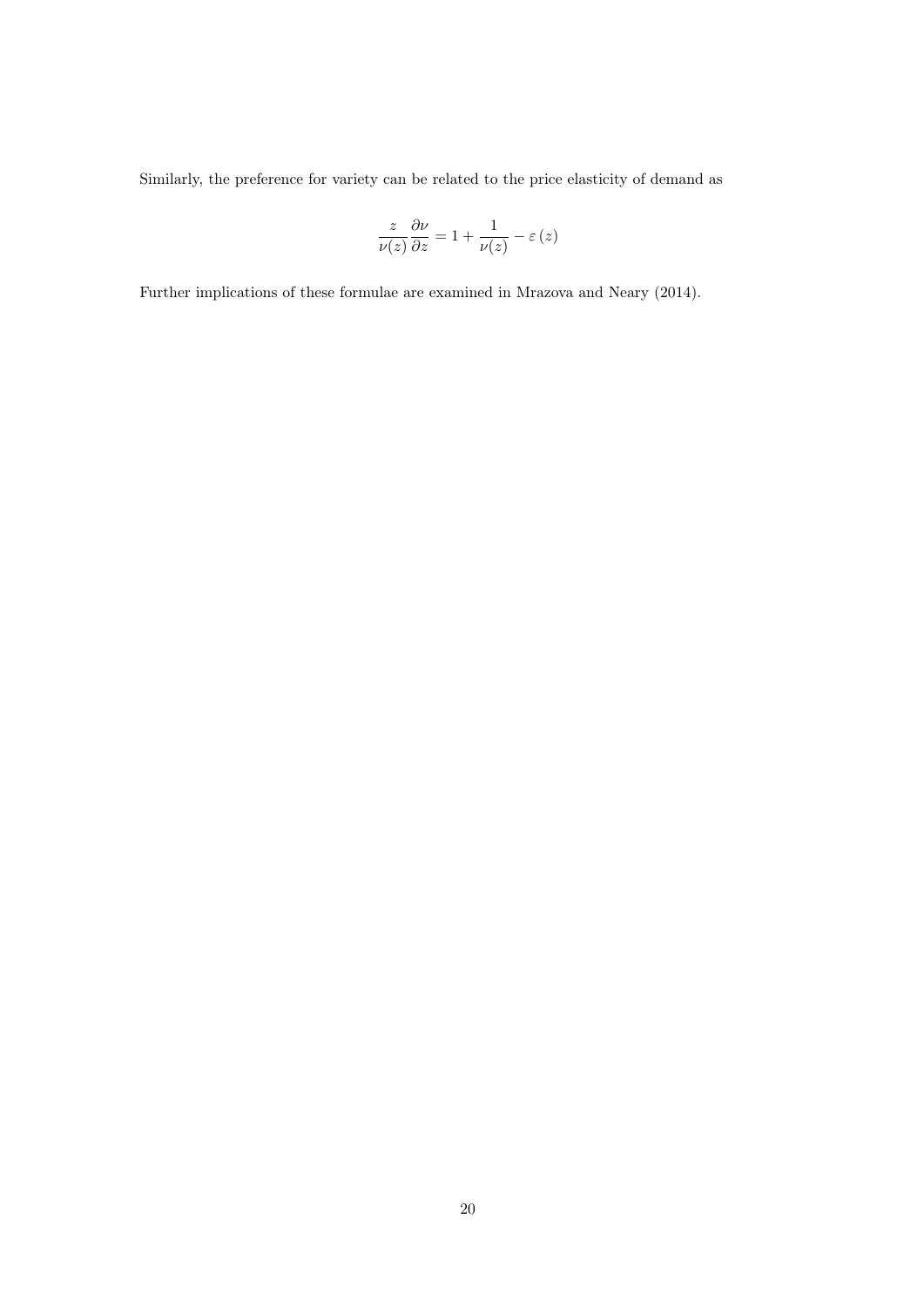Similarly, the preference for variety can be related to the price elasticity of demand as

$$\frac{z}{\nu(z)}\frac{\partial \nu}{\partial z} = 1 + \frac{1}{\nu(z)} - \varepsilon(z)$$

Further implications of these formulae are examined in Mrazova and Neary (2014).